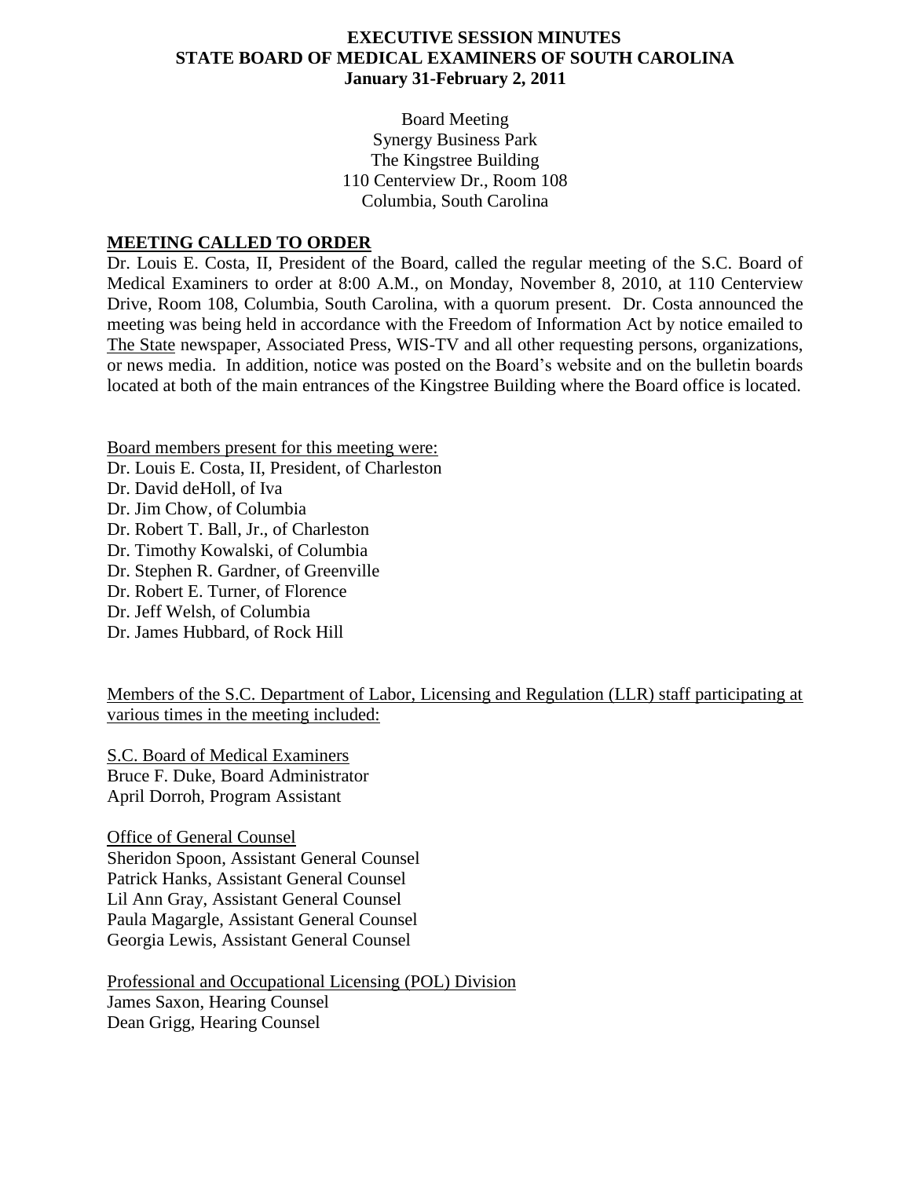# EXECUTIVE SESSION MINUTES
# STATE BOARD OF MEDICAL EXAMINERS OF SOUTH CAROLINA
# January 31-February 2, 2011

Board Meeting
Synergy Business Park
The Kingstree Building
110 Centerview Dr., Room 108
Columbia, South Carolina

## MEETING CALLED TO ORDER

Dr. Louis E. Costa, II, President of the Board, called the regular meeting of the S.C. Board of Medical Examiners to order at 8:00 A.M., on Monday, November 8, 2010, at 110 Centerview Drive, Room 108, Columbia, South Carolina, with a quorum present. Dr. Costa announced the meeting was being held in accordance with the Freedom of Information Act by notice emailed to The State newspaper, Associated Press, WIS-TV and all other requesting persons, organizations, or news media. In addition, notice was posted on the Board's website and on the bulletin boards located at both of the main entrances of the Kingstree Building where the Board office is located.

Board members present for this meeting were:
Dr. Louis E. Costa, II, President, of Charleston
Dr. David deHoll, of Iva
Dr. Jim Chow, of Columbia
Dr. Robert T. Ball, Jr., of Charleston
Dr. Timothy Kowalski, of Columbia
Dr. Stephen R. Gardner, of Greenville
Dr. Robert E. Turner, of Florence
Dr. Jeff Welsh, of Columbia
Dr. James Hubbard, of Rock Hill

Members of the S.C. Department of Labor, Licensing and Regulation (LLR) staff participating at various times in the meeting included:

S.C. Board of Medical Examiners
Bruce F. Duke, Board Administrator
April Dorroh, Program Assistant

Office of General Counsel
Sheridon Spoon, Assistant General Counsel
Patrick Hanks, Assistant General Counsel
Lil Ann Gray, Assistant General Counsel
Paula Magargle, Assistant General Counsel
Georgia Lewis, Assistant General Counsel

Professional and Occupational Licensing (POL) Division
James Saxon, Hearing Counsel
Dean Grigg, Hearing Counsel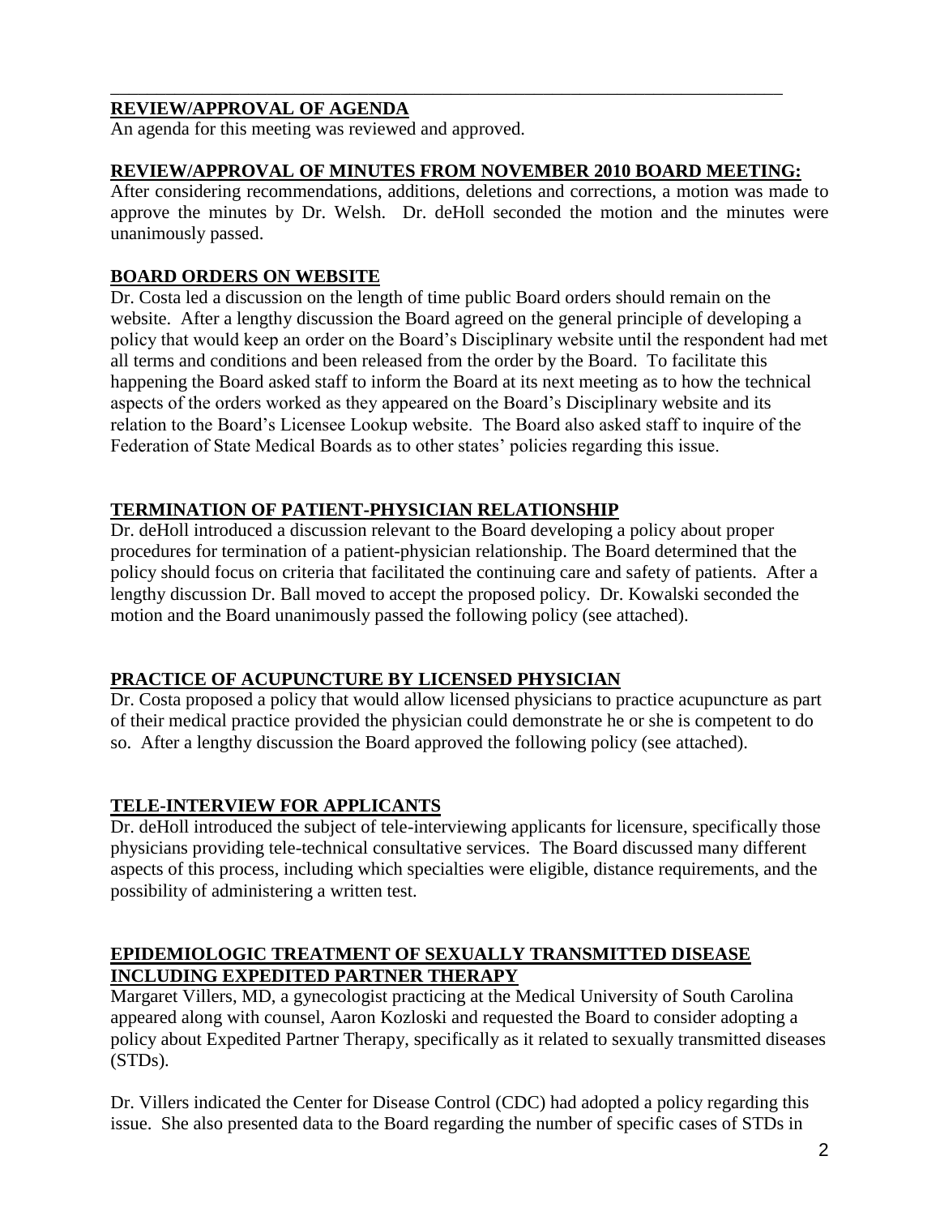## REVIEW/APPROVAL OF AGENDA

An agenda for this meeting was reviewed and approved.

## REVIEW/APPROVAL OF MINUTES FROM NOVEMBER 2010 BOARD MEETING:

After considering recommendations, additions, deletions and corrections, a motion was made to approve the minutes by Dr. Welsh. Dr. deHoll seconded the motion and the minutes were unanimously passed.

## BOARD ORDERS ON WEBSITE

Dr. Costa led a discussion on the length of time public Board orders should remain on the website. After a lengthy discussion the Board agreed on the general principle of developing a policy that would keep an order on the Board's Disciplinary website until the respondent had met all terms and conditions and been released from the order by the Board. To facilitate this happening the Board asked staff to inform the Board at its next meeting as to how the technical aspects of the orders worked as they appeared on the Board's Disciplinary website and its relation to the Board's Licensee Lookup website. The Board also asked staff to inquire of the Federation of State Medical Boards as to other states' policies regarding this issue.

## TERMINATION OF PATIENT-PHYSICIAN RELATIONSHIP

Dr. deHoll introduced a discussion relevant to the Board developing a policy about proper procedures for termination of a patient-physician relationship. The Board determined that the policy should focus on criteria that facilitated the continuing care and safety of patients. After a lengthy discussion Dr. Ball moved to accept the proposed policy. Dr. Kowalski seconded the motion and the Board unanimously passed the following policy (see attached).

## PRACTICE OF ACUPUNCTURE BY LICENSED PHYSICIAN

Dr. Costa proposed a policy that would allow licensed physicians to practice acupuncture as part of their medical practice provided the physician could demonstrate he or she is competent to do so. After a lengthy discussion the Board approved the following policy (see attached).

## TELE-INTERVIEW FOR APPLICANTS

Dr. deHoll introduced the subject of tele-interviewing applicants for licensure, specifically those physicians providing tele-technical consultative services. The Board discussed many different aspects of this process, including which specialties were eligible, distance requirements, and the possibility of administering a written test.

## EPIDEMIOLOGIC TREATMENT OF SEXUALLY TRANSMITTED DISEASE INCLUDING EXPEDITED PARTNER THERAPY

Margaret Villers, MD, a gynecologist practicing at the Medical University of South Carolina appeared along with counsel, Aaron Kozloski and requested the Board to consider adopting a policy about Expedited Partner Therapy, specifically as it related to sexually transmitted diseases (STDs).

Dr. Villers indicated the Center for Disease Control (CDC) had adopted a policy regarding this issue. She also presented data to the Board regarding the number of specific cases of STDs in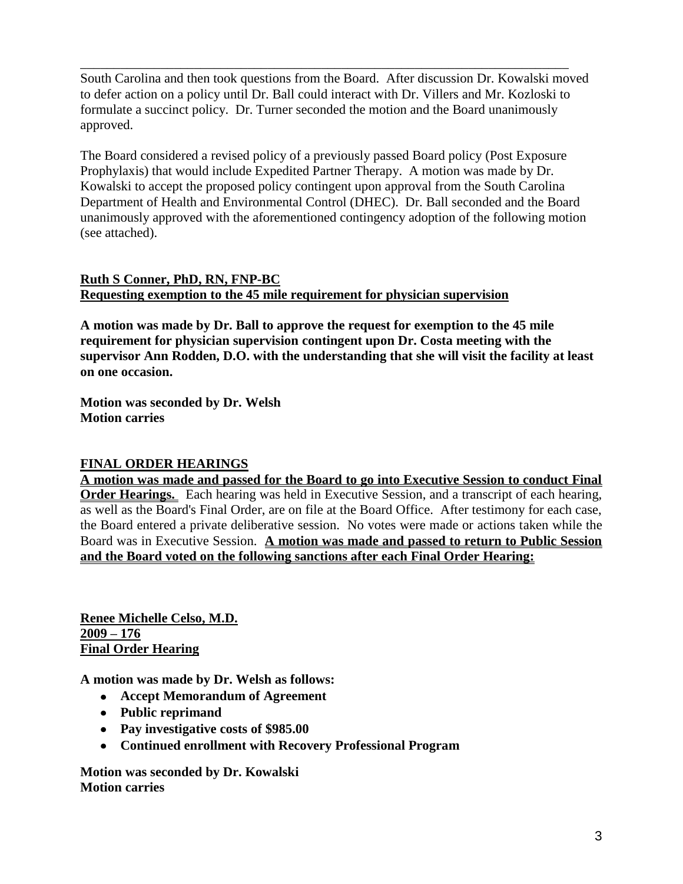South Carolina and then took questions from the Board. After discussion Dr. Kowalski moved to defer action on a policy until Dr. Ball could interact with Dr. Villers and Mr. Kozloski to formulate a succinct policy. Dr. Turner seconded the motion and the Board unanimously approved.

The Board considered a revised policy of a previously passed Board policy (Post Exposure Prophylaxis) that would include Expedited Partner Therapy. A motion was made by Dr. Kowalski to accept the proposed policy contingent upon approval from the South Carolina Department of Health and Environmental Control (DHEC). Dr. Ball seconded and the Board unanimously approved with the aforementioned contingency adoption of the following motion (see attached).

**Ruth S Conner, PhD, RN, FNP-BC**
**Requesting exemption to the 45 mile requirement for physician supervision**

**A motion was made by Dr. Ball to approve the request for exemption to the 45 mile requirement for physician supervision contingent upon Dr. Costa meeting with the supervisor Ann Rodden, D.O. with the understanding that she will visit the facility at least on one occasion.**

**Motion was seconded by Dr. Welsh**
**Motion carries**

## FINAL ORDER HEARINGS

**A motion was made and passed for the Board to go into Executive Session to conduct Final Order Hearings.** Each hearing was held in Executive Session, and a transcript of each hearing, as well as the Board's Final Order, are on file at the Board Office. After testimony for each case, the Board entered a private deliberative session. No votes were made or actions taken while the Board was in Executive Session. **A motion was made and passed to return to Public Session and the Board voted on the following sanctions after each Final Order Hearing:**

**Renee Michelle Celso, M.D.**
**2009 – 176**
**Final Order Hearing**

**A motion was made by Dr. Welsh as follows:**

- **Accept Memorandum of Agreement**
- **Public reprimand**
- **Pay investigative costs of $985.00**
- **Continued enrollment with Recovery Professional Program**

**Motion was seconded by Dr. Kowalski**
**Motion carries**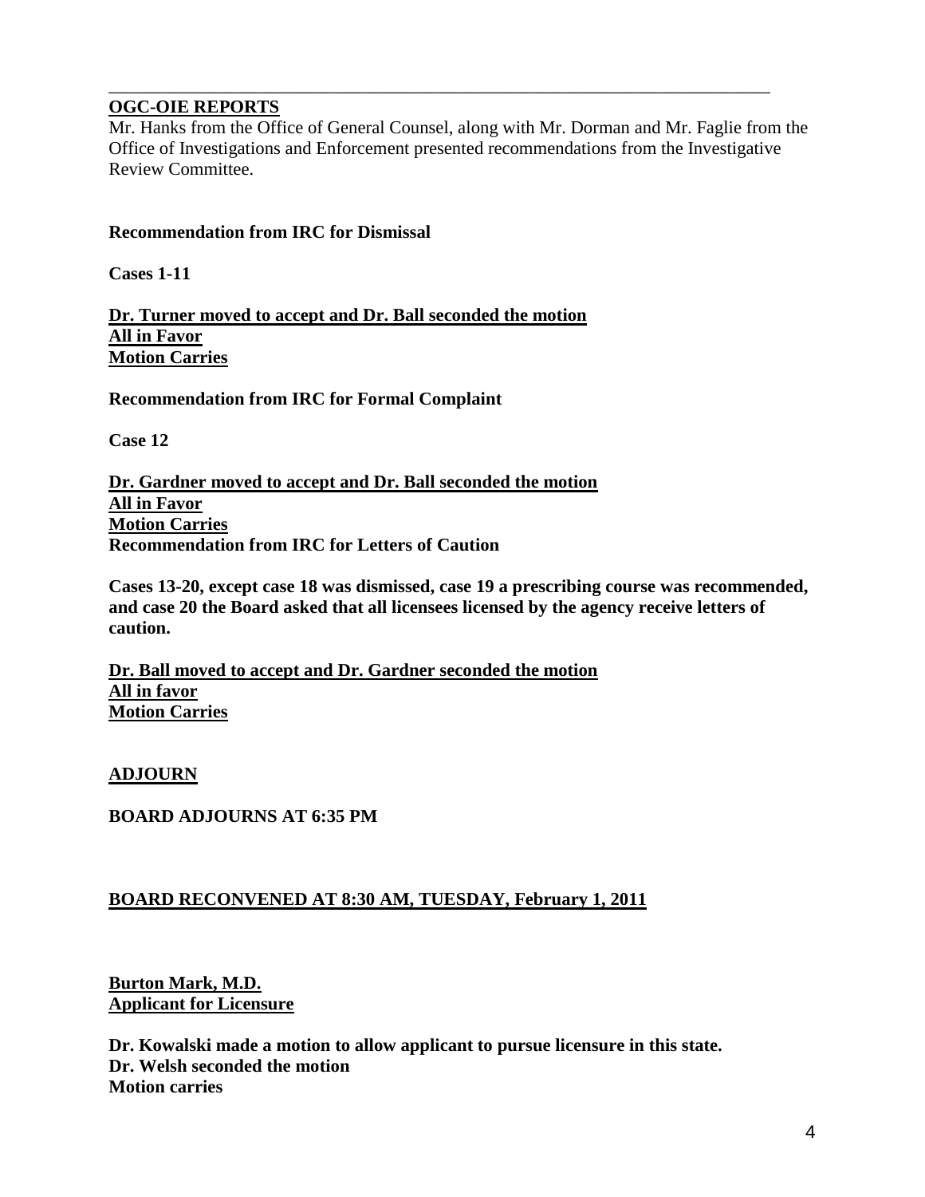---

**OGC-OIE REPORTS**

Mr. Hanks from the Office of General Counsel, along with Mr. Dorman and Mr. Faglie from the Office of Investigations and Enforcement presented recommendations from the Investigative Review Committee.

**Recommendation from IRC for Dismissal**

**Cases 1-11**

**Dr. Turner moved to accept and Dr. Ball seconded the motion**
**All in Favor**
**Motion Carries**

**Recommendation from IRC for Formal Complaint**

**Case 12**

**Dr. Gardner moved to accept and Dr. Ball seconded the motion**
**All in Favor**
**Motion Carries**
**Recommendation from IRC for Letters of Caution**

**Cases 13-20, except case 18 was dismissed, case 19 a prescribing course was recommended, and case 20 the Board asked that all licensees licensed by the agency receive letters of caution.**

**Dr. Ball moved to accept and Dr. Gardner seconded the motion**
**All in favor**
**Motion Carries**

**ADJOURN**

**BOARD ADJOURNS AT 6:35 PM**

**BOARD RECONVENED AT 8:30 AM, TUESDAY, February 1, 2011**

**Burton Mark, M.D.**
**Applicant for Licensure**

**Dr. Kowalski made a motion to allow applicant to pursue licensure in this state.**
**Dr. Welsh seconded the motion**
**Motion carries**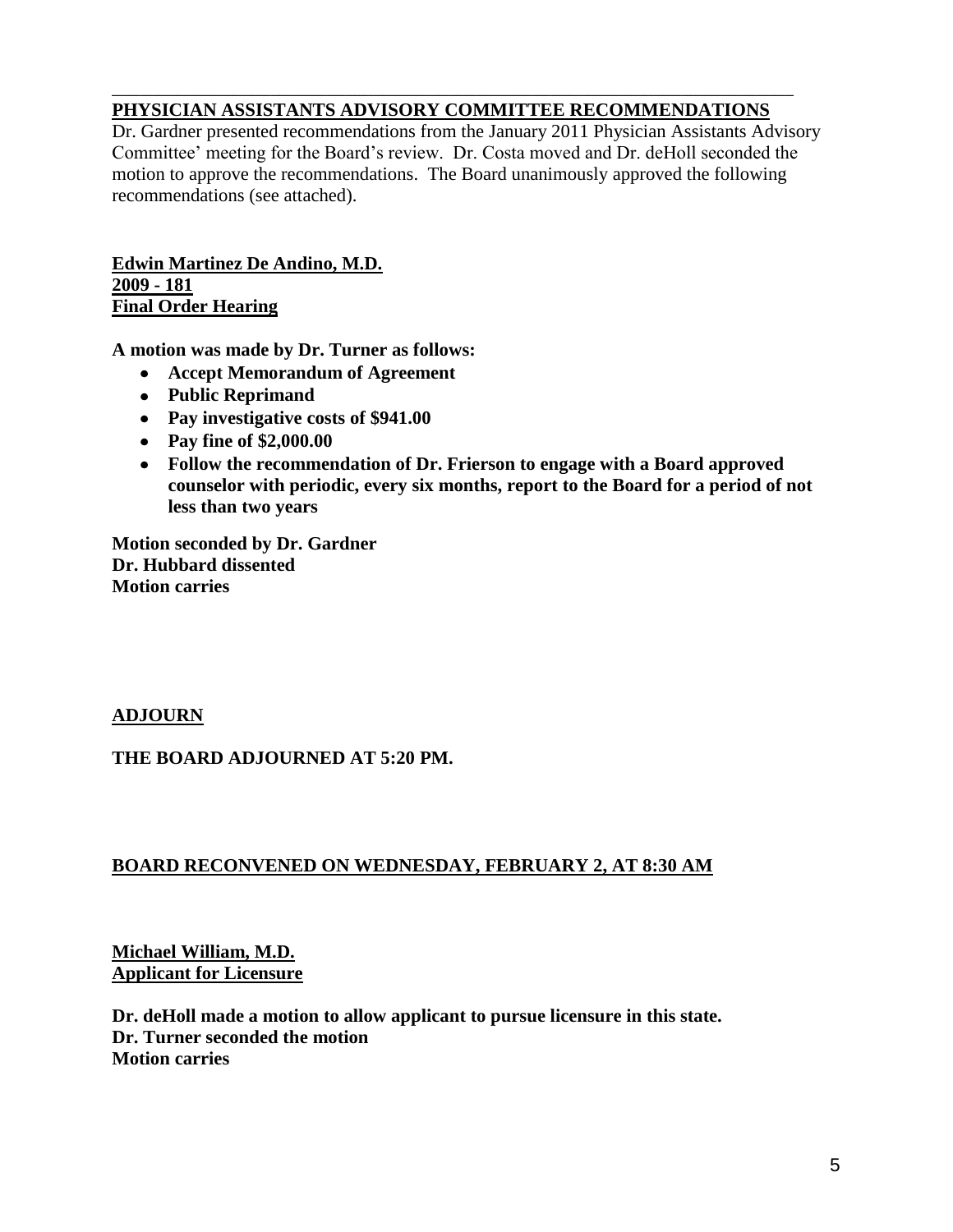## PHYSICIAN ASSISTANTS ADVISORY COMMITTEE RECOMMENDATIONS

Dr. Gardner presented recommendations from the January 2011 Physician Assistants Advisory Committee' meeting for the Board's review. Dr. Costa moved and Dr. deHoll seconded the motion to approve the recommendations. The Board unanimously approved the following recommendations (see attached).

**Edwin Martinez De Andino, M.D.**
**2009 - 181**
**Final Order Hearing**

**A motion was made by Dr. Turner as follows:**

- **Accept Memorandum of Agreement**
- **Public Reprimand**
- **Pay investigative costs of $941.00**
- **Pay fine of $2,000.00**
- **Follow the recommendation of Dr. Frierson to engage with a Board approved counselor with periodic, every six months, report to the Board for a period of not less than two years**

**Motion seconded by Dr. Gardner**
**Dr. Hubbard dissented**
**Motion carries**

## ADJOURN

**THE BOARD ADJOURNED AT 5:20 PM.**

## BOARD RECONVENED ON WEDNESDAY, FEBRUARY 2, AT 8:30 AM

**Michael William, M.D.**
**Applicant for Licensure**

**Dr. deHoll made a motion to allow applicant to pursue licensure in this state.**
**Dr. Turner seconded the motion**
**Motion carries**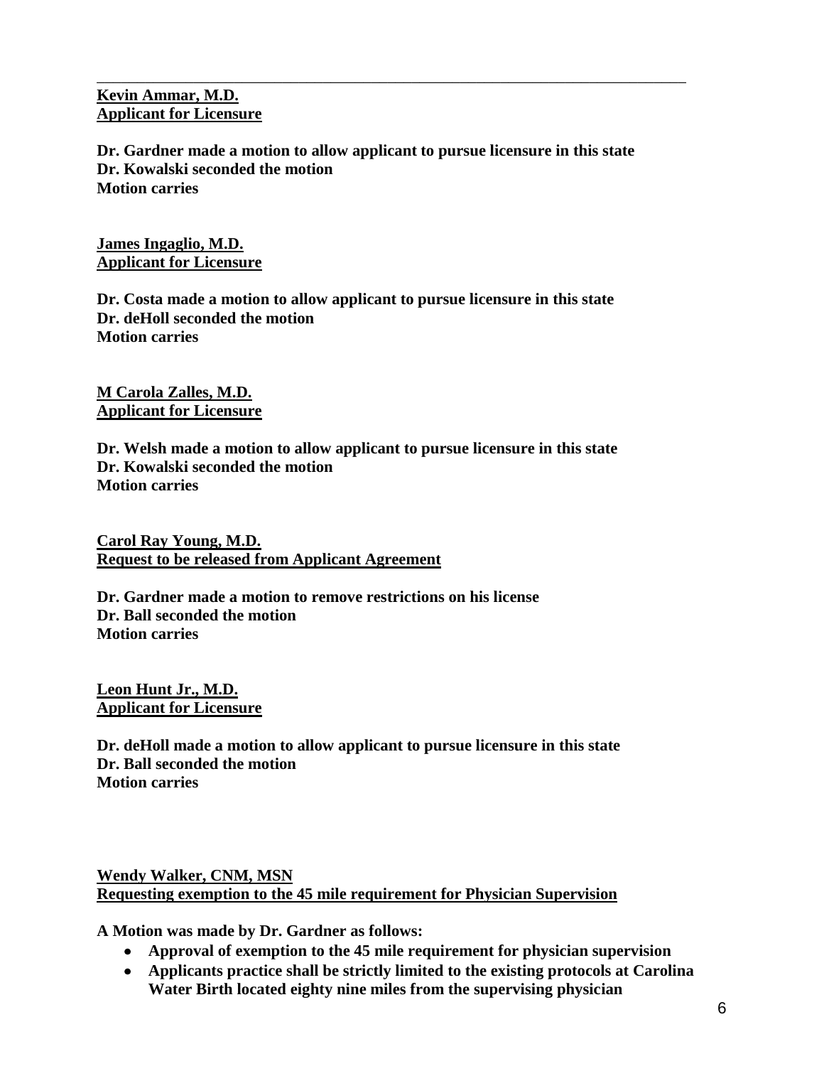---

**Kevin Ammar, M.D.**
**Applicant for Licensure**

**Dr. Gardner made a motion to allow applicant to pursue licensure in this state**
**Dr. Kowalski seconded the motion**
**Motion carries**

**James Ingaglio, M.D.**
**Applicant for Licensure**

**Dr. Costa made a motion to allow applicant to pursue licensure in this state**
**Dr. deHoll seconded the motion**
**Motion carries**

**M Carola Zalles, M.D.**
**Applicant for Licensure**

**Dr. Welsh made a motion to allow applicant to pursue licensure in this state**
**Dr. Kowalski seconded the motion**
**Motion carries**

**Carol Ray Young, M.D.**
**Request to be released from Applicant Agreement**

**Dr. Gardner made a motion to remove restrictions on his license**
**Dr. Ball seconded the motion**
**Motion carries**

**Leon Hunt Jr., M.D.**
**Applicant for Licensure**

**Dr. deHoll made a motion to allow applicant to pursue licensure in this state**
**Dr. Ball seconded the motion**
**Motion carries**

**Wendy Walker, CNM, MSN**
**Requesting exemption to the 45 mile requirement for Physician Supervision**

**A Motion was made by Dr. Gardner as follows:**

- **Approval of exemption to the 45 mile requirement for physician supervision**
- **Applicants practice shall be strictly limited to the existing protocols at Carolina Water Birth located eighty nine miles from the supervising physician**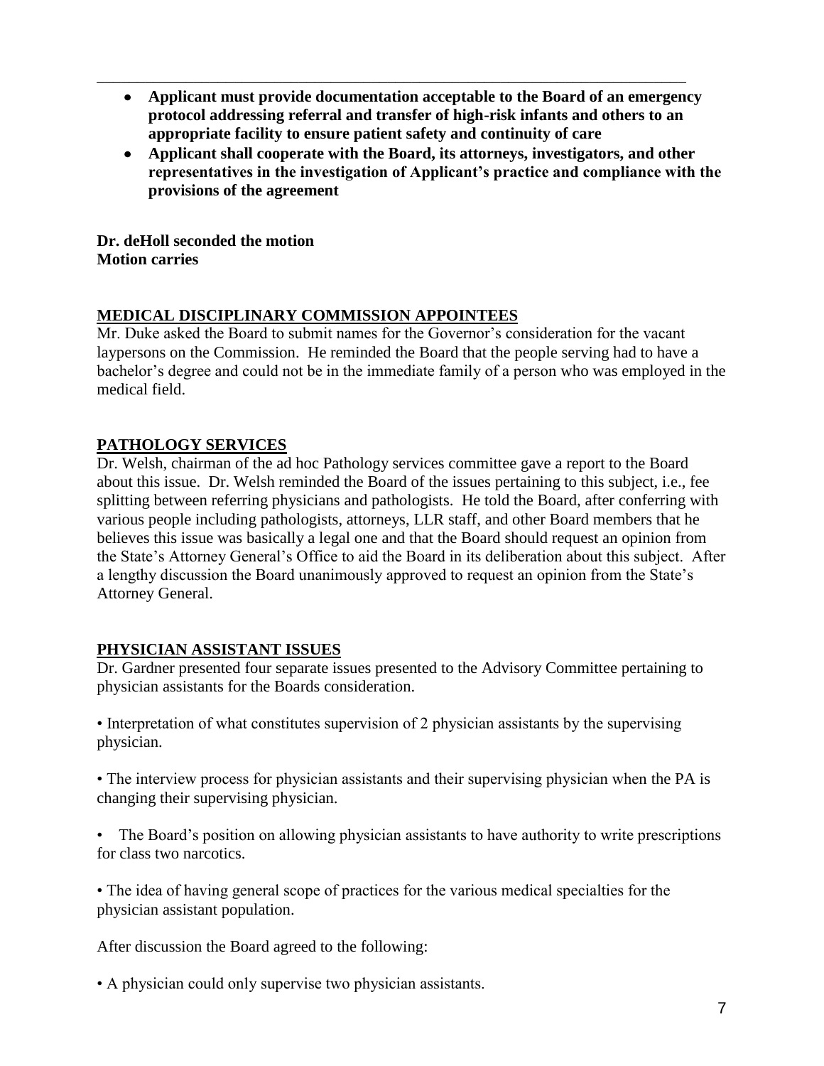- **Applicant must provide documentation acceptable to the Board of an emergency protocol addressing referral and transfer of high-risk infants and others to an appropriate facility to ensure patient safety and continuity of care**
- **Applicant shall cooperate with the Board, its attorneys, investigators, and other representatives in the investigation of Applicant's practice and compliance with the provisions of the agreement**

**Dr. deHoll seconded the motion**
**Motion carries**

## MEDICAL DISCIPLINARY COMMISSION APPOINTEES

Mr. Duke asked the Board to submit names for the Governor's consideration for the vacant laypersons on the Commission. He reminded the Board that the people serving had to have a bachelor's degree and could not be in the immediate family of a person who was employed in the medical field.

## PATHOLOGY SERVICES

Dr. Welsh, chairman of the ad hoc Pathology services committee gave a report to the Board about this issue. Dr. Welsh reminded the Board of the issues pertaining to this subject, i.e., fee splitting between referring physicians and pathologists. He told the Board, after conferring with various people including pathologists, attorneys, LLR staff, and other Board members that he believes this issue was basically a legal one and that the Board should request an opinion from the State's Attorney General's Office to aid the Board in its deliberation about this subject. After a lengthy discussion the Board unanimously approved to request an opinion from the State's Attorney General.

## PHYSICIAN ASSISTANT ISSUES

Dr. Gardner presented four separate issues presented to the Advisory Committee pertaining to physician assistants for the Boards consideration.

• Interpretation of what constitutes supervision of 2 physician assistants by the supervising physician.

• The interview process for physician assistants and their supervising physician when the PA is changing their supervising physician.

• The Board's position on allowing physician assistants to have authority to write prescriptions for class two narcotics.

• The idea of having general scope of practices for the various medical specialties for the physician assistant population.

After discussion the Board agreed to the following:

• A physician could only supervise two physician assistants.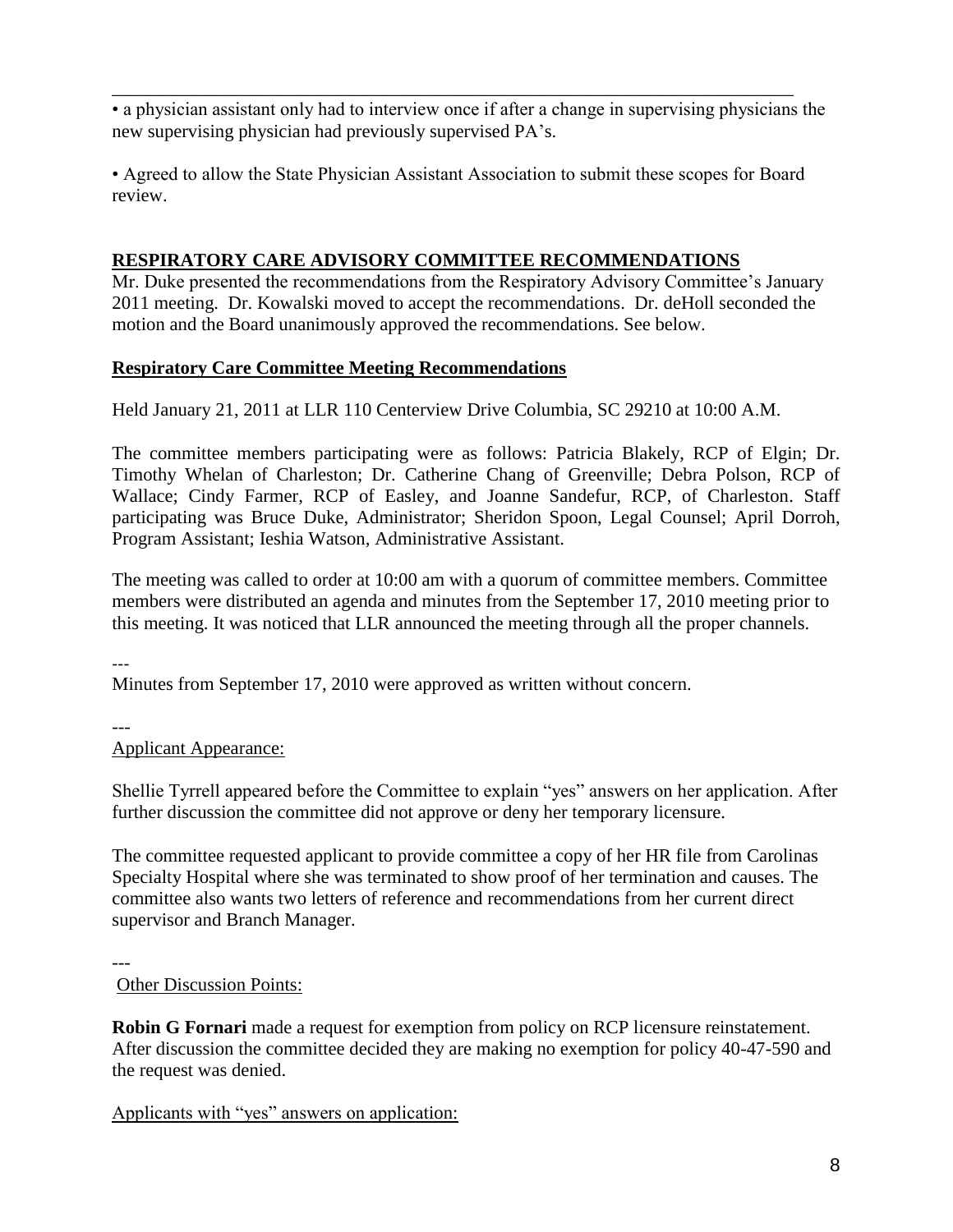• a physician assistant only had to interview once if after a change in supervising physicians the new supervising physician had previously supervised PA's.

• Agreed to allow the State Physician Assistant Association to submit these scopes for Board review.

## RESPIRATORY CARE ADVISORY COMMITTEE RECOMMENDATIONS

Mr. Duke presented the recommendations from the Respiratory Advisory Committee's January 2011 meeting. Dr. Kowalski moved to accept the recommendations. Dr. deHoll seconded the motion and the Board unanimously approved the recommendations. See below.

### Respiratory Care Committee Meeting Recommendations

Held January 21, 2011 at LLR 110 Centerview Drive Columbia, SC 29210 at 10:00 A.M.

The committee members participating were as follows: Patricia Blakely, RCP of Elgin; Dr. Timothy Whelan of Charleston; Dr. Catherine Chang of Greenville; Debra Polson, RCP of Wallace; Cindy Farmer, RCP of Easley, and Joanne Sandefur, RCP, of Charleston. Staff participating was Bruce Duke, Administrator; Sheridon Spoon, Legal Counsel; April Dorroh, Program Assistant; Ieshia Watson, Administrative Assistant.

The meeting was called to order at 10:00 am with a quorum of committee members. Committee members were distributed an agenda and minutes from the September 17, 2010 meeting prior to this meeting. It was noticed that LLR announced the meeting through all the proper channels.

---

Minutes from September 17, 2010 were approved as written without concern.

---

Applicant Appearance:

Shellie Tyrrell appeared before the Committee to explain "yes" answers on her application. After further discussion the committee did not approve or deny her temporary licensure.

The committee requested applicant to provide committee a copy of her HR file from Carolinas Specialty Hospital where she was terminated to show proof of her termination and causes. The committee also wants two letters of reference and recommendations from her current direct supervisor and Branch Manager.

---

Other Discussion Points:

**Robin G Fornari** made a request for exemption from policy on RCP licensure reinstatement. After discussion the committee decided they are making no exemption for policy 40-47-590 and the request was denied.

Applicants with "yes" answers on application: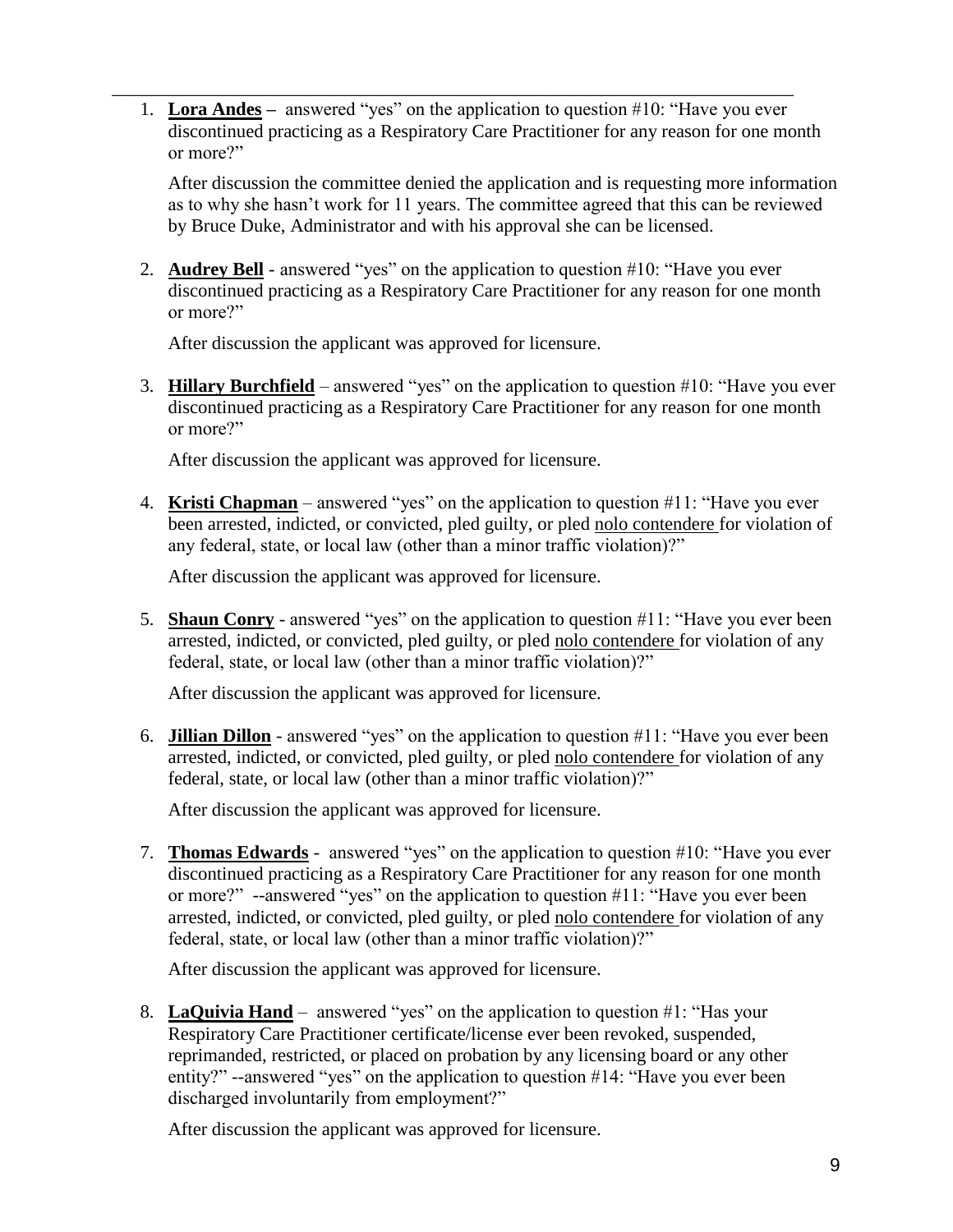1. **Lora Andes –** answered "yes" on the application to question #10: "Have you ever discontinued practicing as a Respiratory Care Practitioner for any reason for one month or more?"

   After discussion the committee denied the application and is requesting more information as to why she hasn't work for 11 years. The committee agreed that this can be reviewed by Bruce Duke, Administrator and with his approval she can be licensed.

2. **Audrey Bell** - answered "yes" on the application to question #10: "Have you ever discontinued practicing as a Respiratory Care Practitioner for any reason for one month or more?"

   After discussion the applicant was approved for licensure.

3. **Hillary Burchfield** – answered "yes" on the application to question #10: "Have you ever discontinued practicing as a Respiratory Care Practitioner for any reason for one month or more?"

   After discussion the applicant was approved for licensure.

4. **Kristi Chapman** – answered "yes" on the application to question #11: "Have you ever been arrested, indicted, or convicted, pled guilty, or pled nolo contendere for violation of any federal, state, or local law (other than a minor traffic violation)?"

   After discussion the applicant was approved for licensure.

5. **Shaun Conry** - answered "yes" on the application to question #11: "Have you ever been arrested, indicted, or convicted, pled guilty, or pled nolo contendere for violation of any federal, state, or local law (other than a minor traffic violation)?"

   After discussion the applicant was approved for licensure.

6. **Jillian Dillon** - answered "yes" on the application to question #11: "Have you ever been arrested, indicted, or convicted, pled guilty, or pled nolo contendere for violation of any federal, state, or local law (other than a minor traffic violation)?"

   After discussion the applicant was approved for licensure.

7. **Thomas Edwards** - answered "yes" on the application to question #10: "Have you ever discontinued practicing as a Respiratory Care Practitioner for any reason for one month or more?" --answered "yes" on the application to question #11: "Have you ever been arrested, indicted, or convicted, pled guilty, or pled nolo contendere for violation of any federal, state, or local law (other than a minor traffic violation)?"

   After discussion the applicant was approved for licensure.

8. **LaQuivia Hand** – answered "yes" on the application to question #1: "Has your Respiratory Care Practitioner certificate/license ever been revoked, suspended, reprimanded, restricted, or placed on probation by any licensing board or any other entity?" --answered "yes" on the application to question #14: "Have you ever been discharged involuntarily from employment?"

   After discussion the applicant was approved for licensure.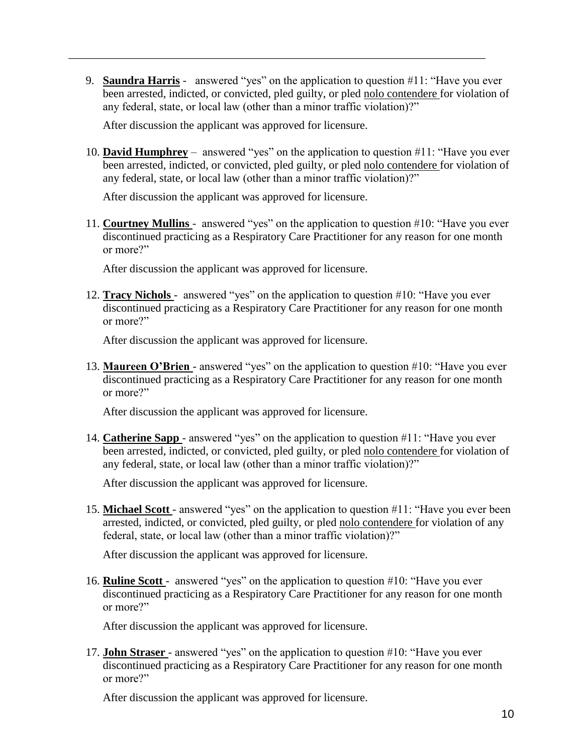9. **Saundra Harris** - answered "yes" on the application to question #11: "Have you ever been arrested, indicted, or convicted, pled guilty, or pled nolo contendere for violation of any federal, state, or local law (other than a minor traffic violation)?"

   After discussion the applicant was approved for licensure.

10. **David Humphrey** – answered "yes" on the application to question #11: "Have you ever been arrested, indicted, or convicted, pled guilty, or pled nolo contendere for violation of any federal, state, or local law (other than a minor traffic violation)?"

    After discussion the applicant was approved for licensure.

11. **Courtney Mullins** - answered "yes" on the application to question #10: "Have you ever discontinued practicing as a Respiratory Care Practitioner for any reason for one month or more?"

    After discussion the applicant was approved for licensure.

12. **Tracy Nichols** - answered "yes" on the application to question #10: "Have you ever discontinued practicing as a Respiratory Care Practitioner for any reason for one month or more?"

    After discussion the applicant was approved for licensure.

13. **Maureen O'Brien** - answered "yes" on the application to question #10: "Have you ever discontinued practicing as a Respiratory Care Practitioner for any reason for one month or more?"

    After discussion the applicant was approved for licensure.

14. **Catherine Sapp** - answered "yes" on the application to question #11: "Have you ever been arrested, indicted, or convicted, pled guilty, or pled nolo contendere for violation of any federal, state, or local law (other than a minor traffic violation)?"

    After discussion the applicant was approved for licensure.

15. **Michael Scott** - answered "yes" on the application to question #11: "Have you ever been arrested, indicted, or convicted, pled guilty, or pled nolo contendere for violation of any federal, state, or local law (other than a minor traffic violation)?"

    After discussion the applicant was approved for licensure.

16. **Ruline Scott** - answered "yes" on the application to question #10: "Have you ever discontinued practicing as a Respiratory Care Practitioner for any reason for one month or more?"

    After discussion the applicant was approved for licensure.

17. **John Straser** - answered "yes" on the application to question #10: "Have you ever discontinued practicing as a Respiratory Care Practitioner for any reason for one month or more?"

    After discussion the applicant was approved for licensure.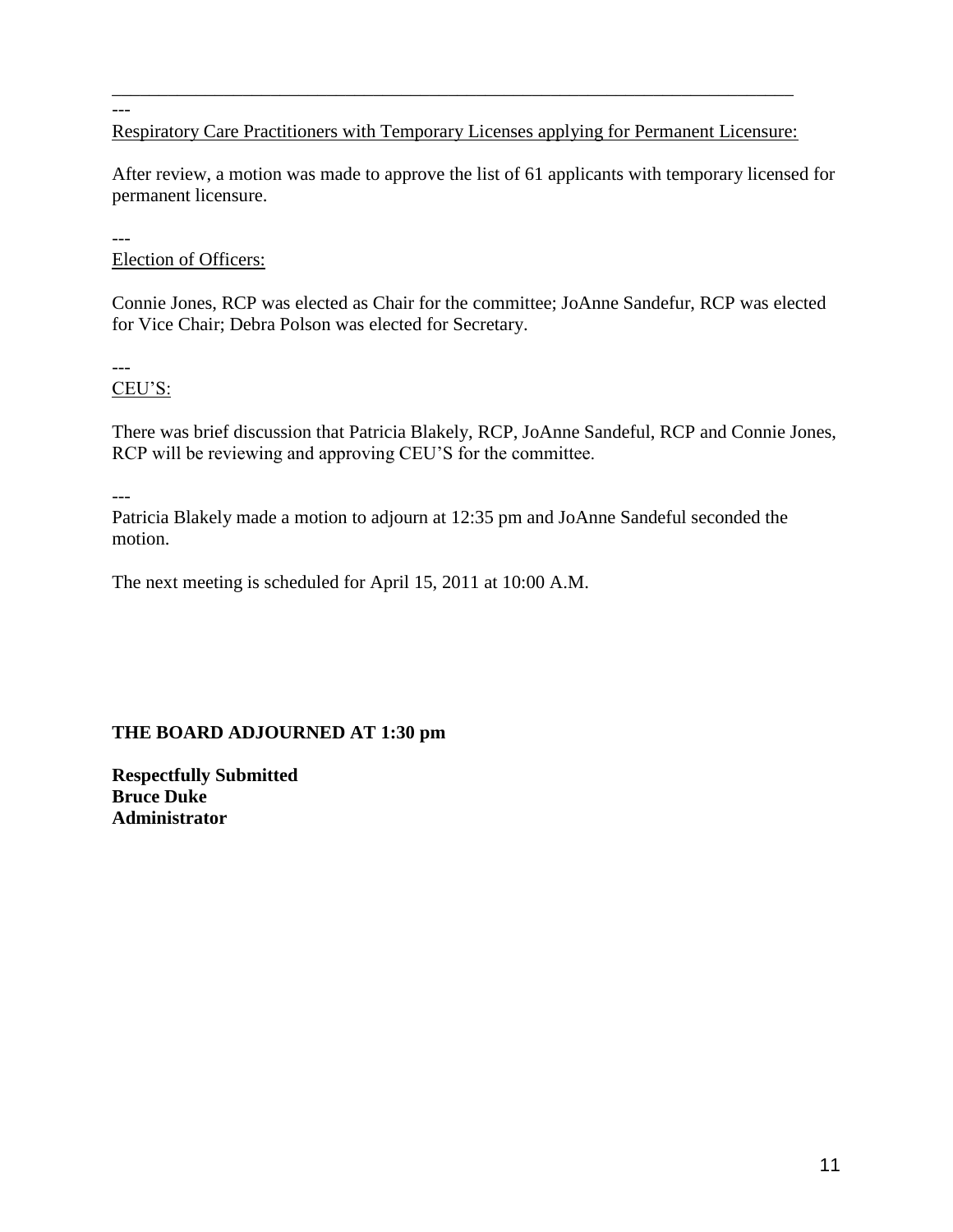---

---

Respiratory Care Practitioners with Temporary Licenses applying for Permanent Licensure:

After review, a motion was made to approve the list of 61 applicants with temporary licensed for permanent licensure.

---

Election of Officers:

Connie Jones, RCP was elected as Chair for the committee; JoAnne Sandefur, RCP was elected for Vice Chair; Debra Polson was elected for Secretary.

---

CEU'S:

There was brief discussion that Patricia Blakely, RCP, JoAnne Sandeful, RCP and Connie Jones, RCP will be reviewing and approving CEU'S for the committee.

---

Patricia Blakely made a motion to adjourn at 12:35 pm and JoAnne Sandeful seconded the motion.

The next meeting is scheduled for April 15, 2011 at 10:00 A.M.

**THE BOARD ADJOURNED AT 1:30 pm**

**Respectfully Submitted**
**Bruce Duke**
**Administrator**